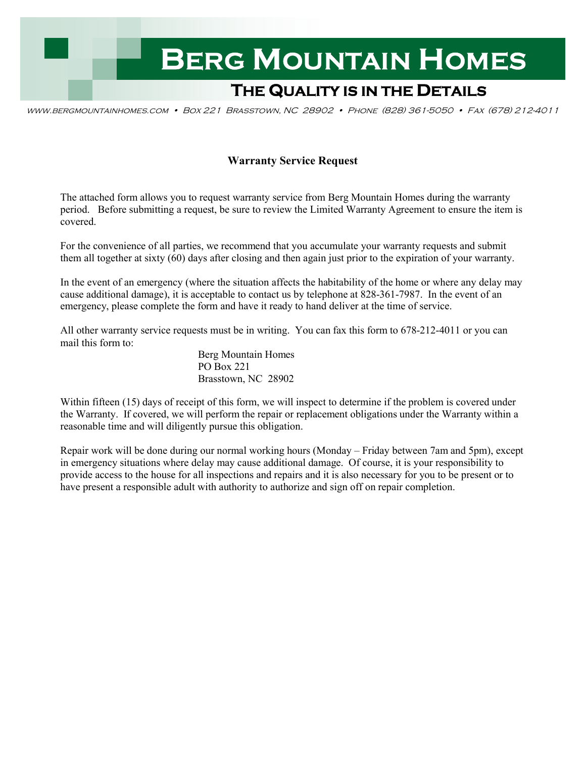# Berg Mountain Homes

## The Quality is in the Details

www.bergmountainhomes.com • Box 221 Brasstown, NC 28902 • Phone (828) 361-5050 • Fax (678) 212-4011

### Warranty Service Request

The attached form allows you to request warranty service from Berg Mountain Homes during the warranty period. Before submitting a request, be sure to review the Limited Warranty Agreement to ensure the item is covered.

For the convenience of all parties, we recommend that you accumulate your warranty requests and submit them all together at sixty (60) days after closing and then again just prior to the expiration of your warranty.

In the event of an emergency (where the situation affects the habitability of the home or where any delay may cause additional damage), it is acceptable to contact us by telephone at 828-361-7987. In the event of an emergency, please complete the form and have it ready to hand deliver at the time of service.

All other warranty service requests must be in writing. You can fax this form to 678-212-4011 or you can mail this form to:

Berg Mountain Homes
PO Box 221
Brasstown, NC 28902

Within fifteen (15) days of receipt of this form, we will inspect to determine if the problem is covered under the Warranty. If covered, we will perform the repair or replacement obligations under the Warranty within a reasonable time and will diligently pursue this obligation.

Repair work will be done during our normal working hours (Monday – Friday between 7am and 5pm), except in emergency situations where delay may cause additional damage. Of course, it is your responsibility to provide access to the house for all inspections and repairs and it is also necessary for you to be present or to have present a responsible adult with authority to authorize and sign off on repair completion.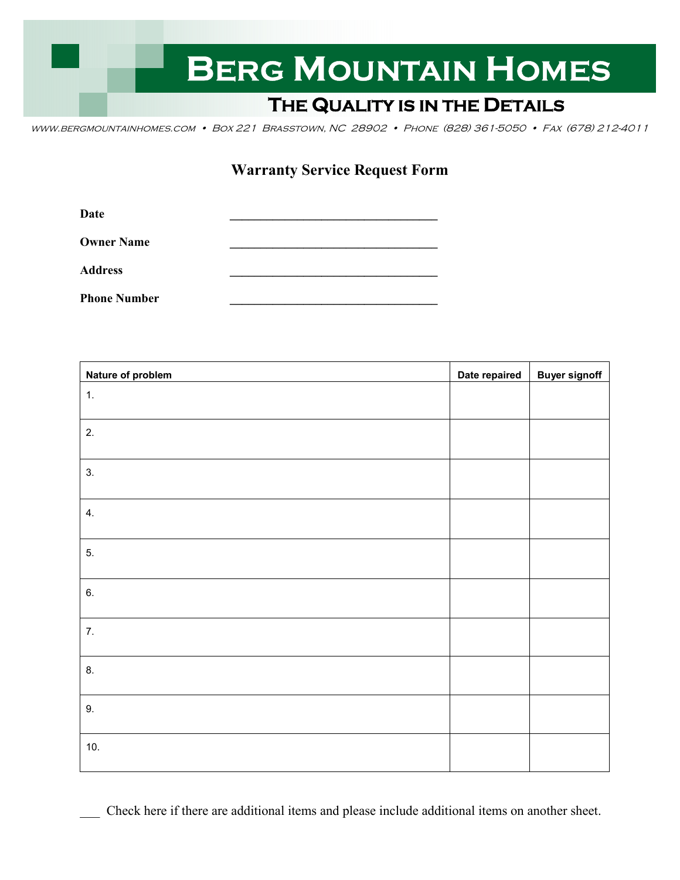# Berg Mountain Homes

## The Quality is in the Details

www.bergmountainhomes.com • Box 221 Brasstown, NC 28902 • Phone (828) 361-5050 • Fax (678) 212-4011

### Warranty Service Request Form

**Date** ________________________________

**Owner Name** ________________________________

**Address** ________________________________

**Phone Number** ________________________________

| Nature of problem | Date repaired | Buyer signoff |
|---|---|---|
| 1. | | |
| 2. | | |
| 3. | | |
| 4. | | |
| 5. | | |
| 6. | | |
| 7. | | |
| 8. | | |
| 9. | | |
| 10. | | |

___ Check here if there are additional items and please include additional items on another sheet.